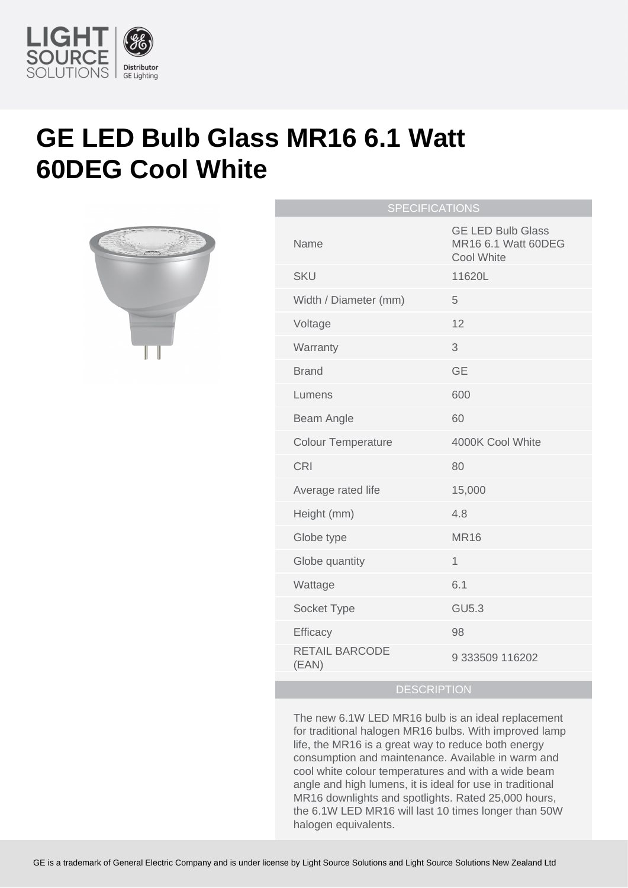# GE LED Bulb Glass MR16 6.1 Watt 60DEG Cool White

| SPECIFICATIONS | |
|---|---|
| Name | GE LED Bulb Glass MR16 6.1 Watt 60DEG Cool White |
| SKU | 11620L |
| Width / Diameter (mm) | 5 |
| Voltage | 12 |
| Warranty | 3 |
| Brand | GE |
| Lumens | 600 |
| Beam Angle | 60 |
| Colour Temperature | 4000K Cool White |
| CRI | 80 |
| Average rated life | 15,000 |
| Height (mm) | 4.8 |
| Globe type | MR16 |
| Globe quantity | 1 |
| Wattage | 6.1 |
| Socket Type | GU5.3 |
| Efficacy | 98 |
| RETAIL BARCODE (EAN) | 9 333509 116202 |

## DESCRIPTION

The new 6.1W LED MR16 bulb is an ideal replacement for traditional halogen MR16 bulbs. With improved lamp life, the MR16 is a great way to reduce both energy consumption and maintenance. Available in warm and cool white colour temperatures and with a wide beam angle and high lumens, it is ideal for use in traditional MR16 downlights and spotlights. Rated 25,000 hours, the 6.1W LED MR16 will last 10 times longer than 50W halogen equivalents.

GE is a trademark of General Electric Company and is under license by Light Source Solutions and Light Source Solutions New Zealand Ltd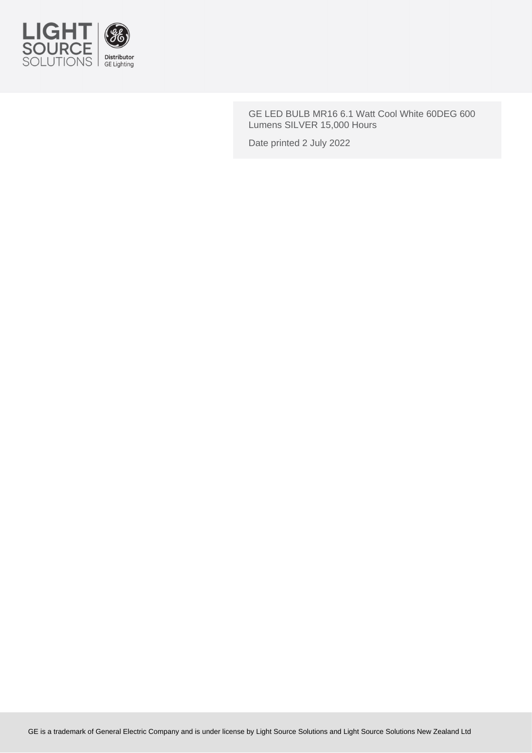GE LED BULB MR16 6.1 Watt Cool White 60DEG 600 Lumens SILVER 15,000 Hours

Date printed 2 July 2022